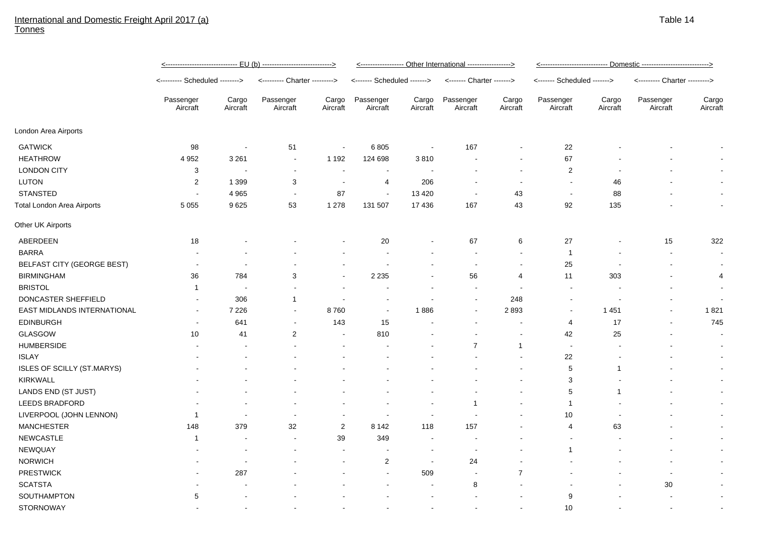International and Domestic Freight April 2017 (a)
Tonnes

Table 14

| | EU (b) | | | | Other International | | | | Domestic | | | |
|---|---|---|---|---|---|---|---|---|---|---|---|---|
| | Scheduled | | Charter | | Scheduled | | Charter | | Scheduled | | Charter | |
| | Passenger Aircraft | Cargo Aircraft | Passenger Aircraft | Cargo Aircraft | Passenger Aircraft | Cargo Aircraft | Passenger Aircraft | Cargo Aircraft | Passenger Aircraft | Cargo Aircraft | Passenger Aircraft | Cargo Aircraft |
| London Area Airports | | | | | | | | | | | | |
| GATWICK | 98 | - | 51 | - | 6 805 | - | 167 | - | 22 | - | - | - |
| HEATHROW | 4 952 | 3 261 | - | 1 192 | 124 698 | 3 810 | - | - | 67 | - | - | - |
| LONDON CITY | 3 | - | - | - | - | - | - | - | 2 | - | - | - |
| LUTON | 2 | 1 399 | 3 | - | 4 | 206 | - | - | - | 46 | - | - |
| STANSTED | - | 4 965 | - | 87 | - | 13 420 | - | 43 | - | 88 | - | - |
| Total London Area Airports | 5 055 | 9 625 | 53 | 1 278 | 131 507 | 17 436 | 167 | 43 | 92 | 135 | - | - |
| Other UK Airports | | | | | | | | | | | | |
| ABERDEEN | 18 | - | - | - | 20 | - | 67 | 6 | 27 | - | 15 | 322 |
| BARRA | - | - | - | - | - | - | - | - | 1 | - | - | - |
| BELFAST CITY (GEORGE BEST) | - | - | - | - | - | - | - | - | 25 | - | - | - |
| BIRMINGHAM | 36 | 784 | 3 | - | 2 235 | - | 56 | 4 | 11 | 303 | - | 4 |
| BRISTOL | 1 | - | - | - | - | - | - | - | - | - | - | - |
| DONCASTER SHEFFIELD | - | 306 | 1 | - | - | - | - | 248 | - | - | - | - |
| EAST MIDLANDS INTERNATIONAL | - | 7 226 | - | 8 760 | - | 1 886 | - | 2 893 | - | 1 451 | - | 1 821 |
| EDINBURGH | - | 641 | - | 143 | 15 | - | - | - | 4 | 17 | - | 745 |
| GLASGOW | 10 | 41 | 2 | - | 810 | - | - | - | 42 | 25 | - | - |
| HUMBERSIDE | - | - | - | - | - | - | 7 | 1 | - | - | - | - |
| ISLAY | - | - | - | - | - | - | - | - | 22 | - | - | - |
| ISLES OF SCILLY (ST.MARYS) | - | - | - | - | - | - | - | - | 5 | 1 | - | - |
| KIRKWALL | - | - | - | - | - | - | - | - | 3 | - | - | - |
| LANDS END (ST JUST) | - | - | - | - | - | - | - | - | 5 | 1 | - | - |
| LEEDS BRADFORD | - | - | - | - | - | - | 1 | - | 1 | - | - | - |
| LIVERPOOL (JOHN LENNON) | 1 | - | - | - | - | - | - | - | 10 | - | - | - |
| MANCHESTER | 148 | 379 | 32 | 2 | 8 142 | 118 | 157 | - | 4 | 63 | - | - |
| NEWCASTLE | 1 | - | - | 39 | 349 | - | - | - | - | - | - | - |
| NEWQUAY | - | - | - | - | - | - | - | - | 1 | - | - | - |
| NORWICH | - | - | - | - | 2 | - | 24 | - | - | - | - | - |
| PRESTWICK | - | 287 | - | - | - | 509 | - | 7 | - | - | - | - |
| SCATSTA | - | - | - | - | - | - | 8 | - | - | - | 30 | - |
| SOUTHAMPTON | 5 | - | - | - | - | - | - | - | 9 | - | - | - |
| STORNOWAY | - | - | - | - | - | - | - | - | 10 | - | - | - |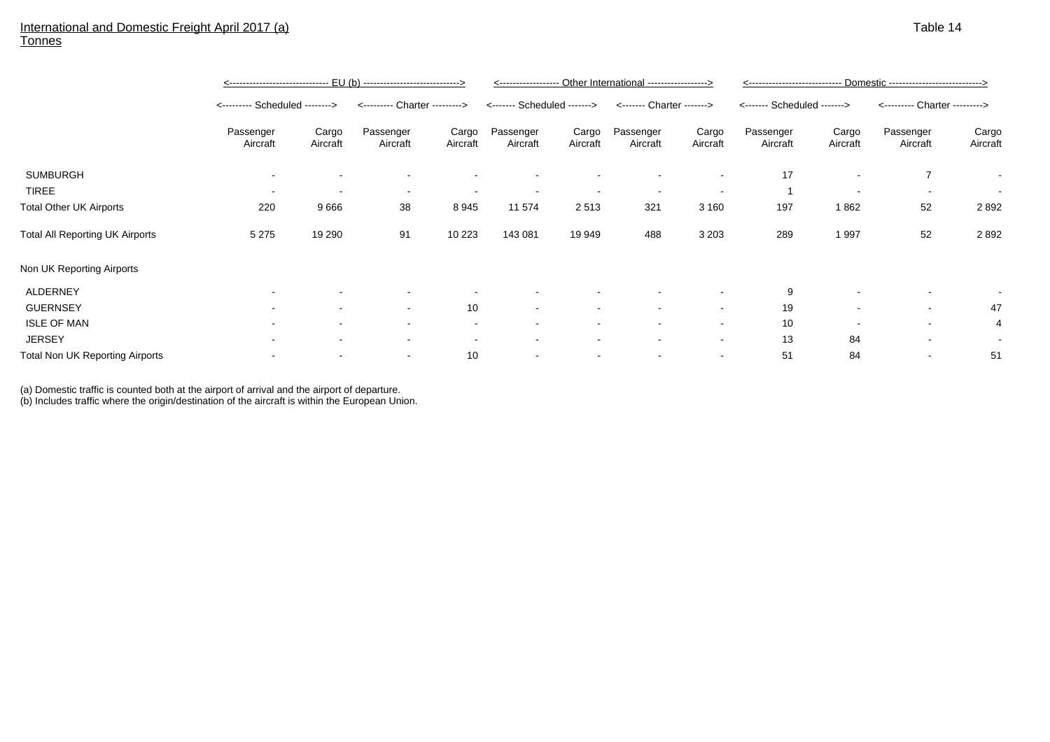International and Domestic Freight April 2017 (a)
Tonnes

Table 14

| | EU (b) | | | | Other International | | | | Domestic | | | |
|---|---|---|---|---|---|---|---|---|---|---|---|---|
| | Scheduled | | Charter | | Scheduled | | Charter | | Scheduled | | Charter | |
| | Passenger Aircraft | Cargo Aircraft | Passenger Aircraft | Cargo Aircraft | Passenger Aircraft | Cargo Aircraft | Passenger Aircraft | Cargo Aircraft | Passenger Aircraft | Cargo Aircraft | Passenger Aircraft | Cargo Aircraft |
| SUMBURGH | - | - | - | - | - | - | - | - | 17 | - | 7 | - |
| TIREE | - | - | - | - | - | - | - | - | 1 | - | - | - |
| Total Other UK Airports | 220 | 9 666 | 38 | 8 945 | 11 574 | 2 513 | 321 | 3 160 | 197 | 1 862 | 52 | 2 892 |
| Total All Reporting UK Airports | 5 275 | 19 290 | 91 | 10 223 | 143 081 | 19 949 | 488 | 3 203 | 289 | 1 997 | 52 | 2 892 |
| Non UK Reporting Airports | | | | | | | | | | | | |
| ALDERNEY | - | - | - | - | - | - | - | - | 9 | - | - | - |
| GUERNSEY | - | - | - | 10 | - | - | - | - | 19 | - | - | 47 |
| ISLE OF MAN | - | - | - | - | - | - | - | - | 10 | - | - | 4 |
| JERSEY | - | - | - | - | - | - | - | - | 13 | 84 | - | - |
| Total Non UK Reporting Airports | - | - | - | 10 | - | - | - | - | 51 | 84 | - | 51 |

(a) Domestic traffic is counted both at the airport of arrival and the airport of departure.
(b) Includes traffic where the origin/destination of the aircraft is within the European Union.